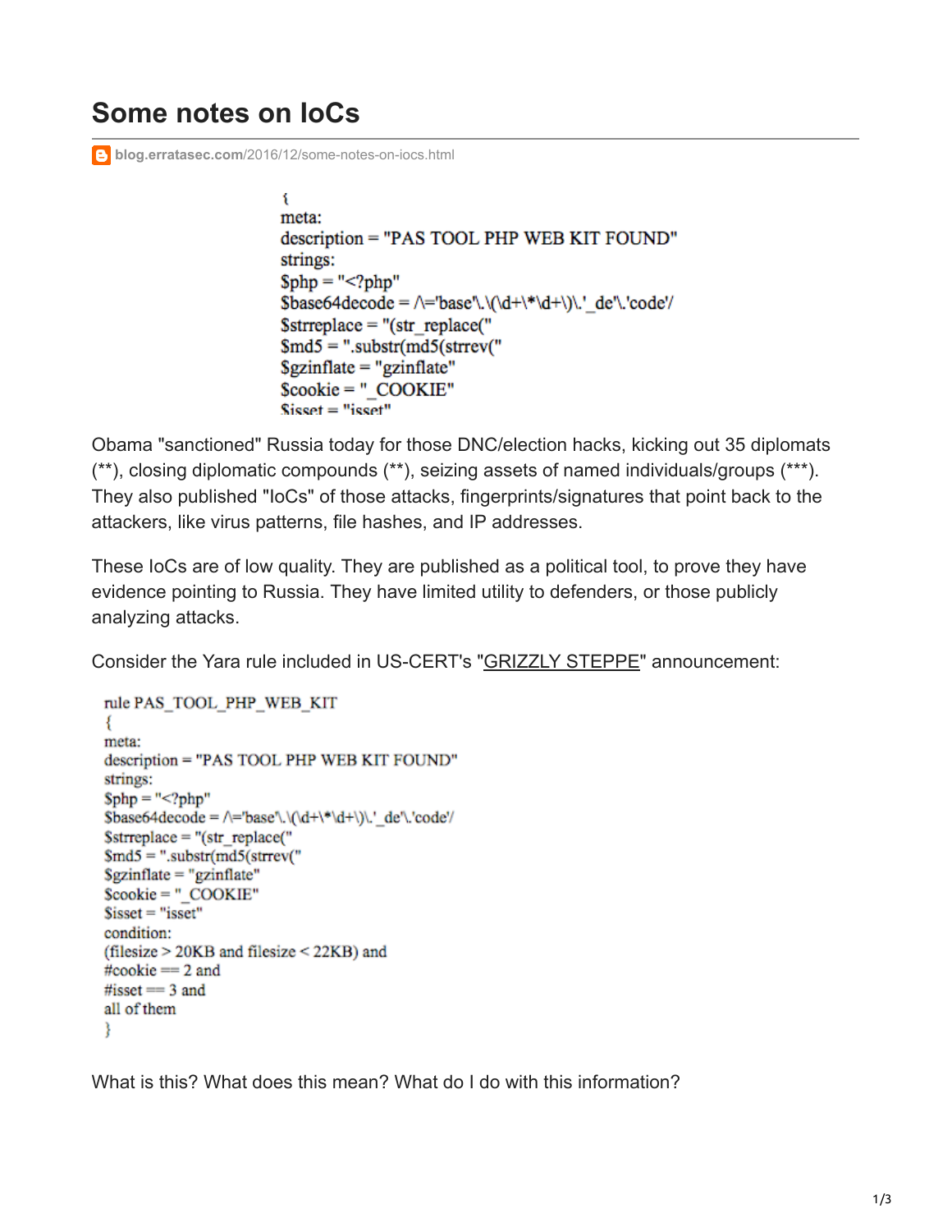# Some notes on IoCs

blog.erratasec.com/2016/12/some-notes-on-iocs.html

```
{
meta:
description = "PAS TOOL PHP WEB KIT FOUND"
strings:
$php = "<?php"
$base64decode = /\='base'\.\(\d+\*\d+\)\.'_de'\.'code'/
$strreplace = "(str_replace("
$md5 = ".substr(md5(strrev("
$gzinflate = "gzinflate"
$cookie = "_COOKIE"
$isset = "isset"
```

Obama "sanctioned" Russia today for those DNC/election hacks, kicking out 35 diplomats (**), closing diplomatic compounds (**), seizing assets of named individuals/groups (***). They also published "IoCs" of those attacks, fingerprints/signatures that point back to the attackers, like virus patterns, file hashes, and IP addresses.

These IoCs are of low quality. They are published as a political tool, to prove they have evidence pointing to Russia. They have limited utility to defenders, or those publicly analyzing attacks.

Consider the Yara rule included in US-CERT's "GRIZZLY STEPPE" announcement:

```
rule PAS_TOOL_PHP_WEB_KIT
{
meta:
description = "PAS TOOL PHP WEB KIT FOUND"
strings:
$php = "<?php"
$base64decode = /\='base'\.\(\d+\*\d+\)\.'_de'\.'code'/
$strreplace = "(str_replace("
$md5 = ".substr(md5(strrev("
$gzinflate = "gzinflate"
$cookie = "_COOKIE"
$isset = "isset"
condition:
(filesize > 20KB and filesize < 22KB) and
#cookie == 2 and
#isset == 3 and
all of them
}
```

What is this? What does this mean? What do I do with this information?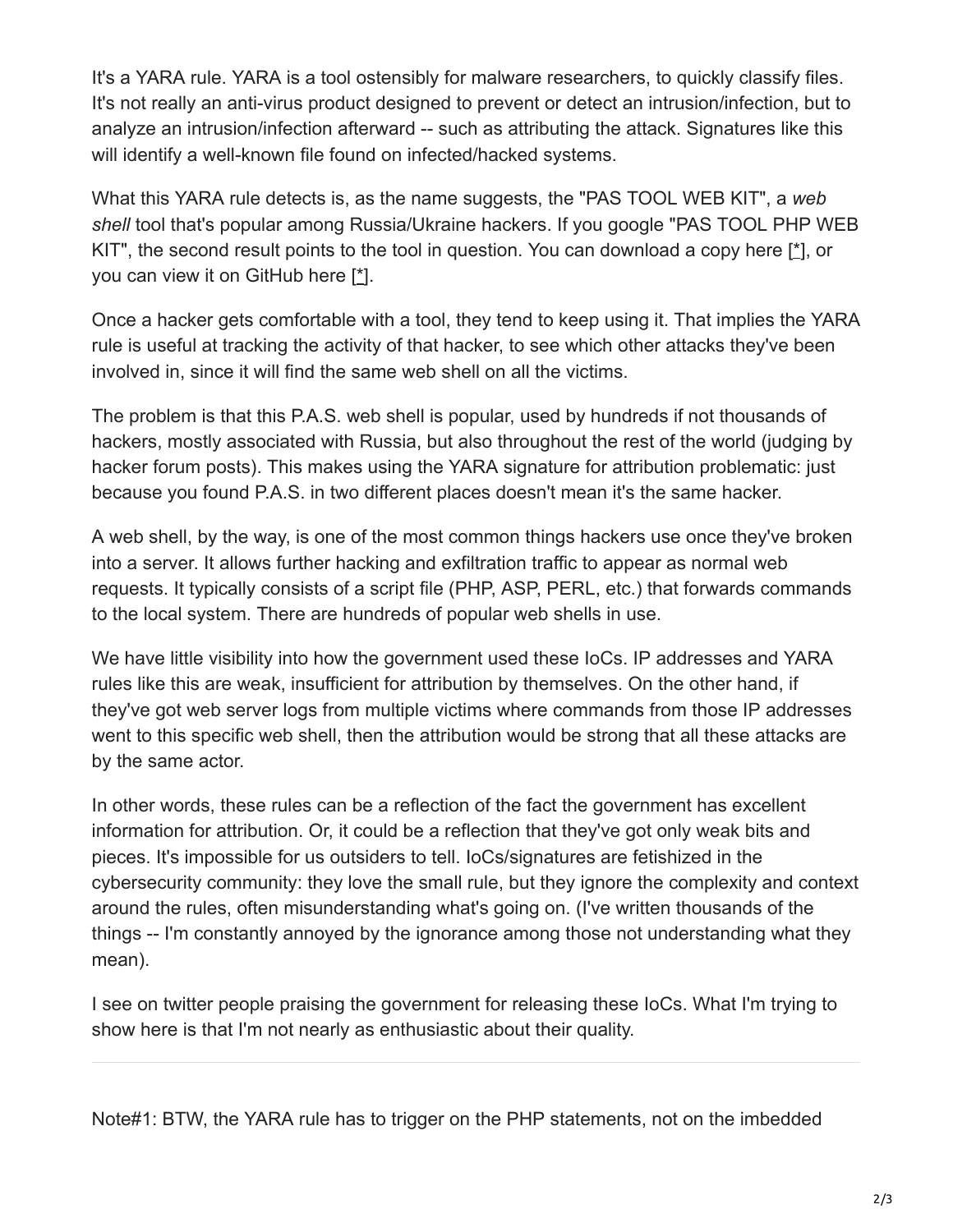It's a YARA rule. YARA is a tool ostensibly for malware researchers, to quickly classify files. It's not really an anti-virus product designed to prevent or detect an intrusion/infection, but to analyze an intrusion/infection afterward -- such as attributing the attack. Signatures like this will identify a well-known file found on infected/hacked systems.

What this YARA rule detects is, as the name suggests, the "PAS TOOL WEB KIT", a *web shell* tool that's popular among Russia/Ukraine hackers. If you google "PAS TOOL PHP WEB KIT", the second result points to the tool in question. You can download a copy here [*], or you can view it on GitHub here [*].

Once a hacker gets comfortable with a tool, they tend to keep using it. That implies the YARA rule is useful at tracking the activity of that hacker, to see which other attacks they've been involved in, since it will find the same web shell on all the victims.

The problem is that this P.A.S. web shell is popular, used by hundreds if not thousands of hackers, mostly associated with Russia, but also throughout the rest of the world (judging by hacker forum posts). This makes using the YARA signature for attribution problematic: just because you found P.A.S. in two different places doesn't mean it's the same hacker.

A web shell, by the way, is one of the most common things hackers use once they've broken into a server. It allows further hacking and exfiltration traffic to appear as normal web requests. It typically consists of a script file (PHP, ASP, PERL, etc.) that forwards commands to the local system. There are hundreds of popular web shells in use.

We have little visibility into how the government used these IoCs. IP addresses and YARA rules like this are weak, insufficient for attribution by themselves. On the other hand, if they've got web server logs from multiple victims where commands from those IP addresses went to this specific web shell, then the attribution would be strong that all these attacks are by the same actor.

In other words, these rules can be a reflection of the fact the government has excellent information for attribution. Or, it could be a reflection that they've got only weak bits and pieces. It's impossible for us outsiders to tell. IoCs/signatures are fetishized in the cybersecurity community: they love the small rule, but they ignore the complexity and context around the rules, often misunderstanding what's going on. (I've written thousands of the things -- I'm constantly annoyed by the ignorance among those not understanding what they mean).

I see on twitter people praising the government for releasing these IoCs. What I'm trying to show here is that I'm not nearly as enthusiastic about their quality.

---

Note#1: BTW, the YARA rule has to trigger on the PHP statements, not on the imbedded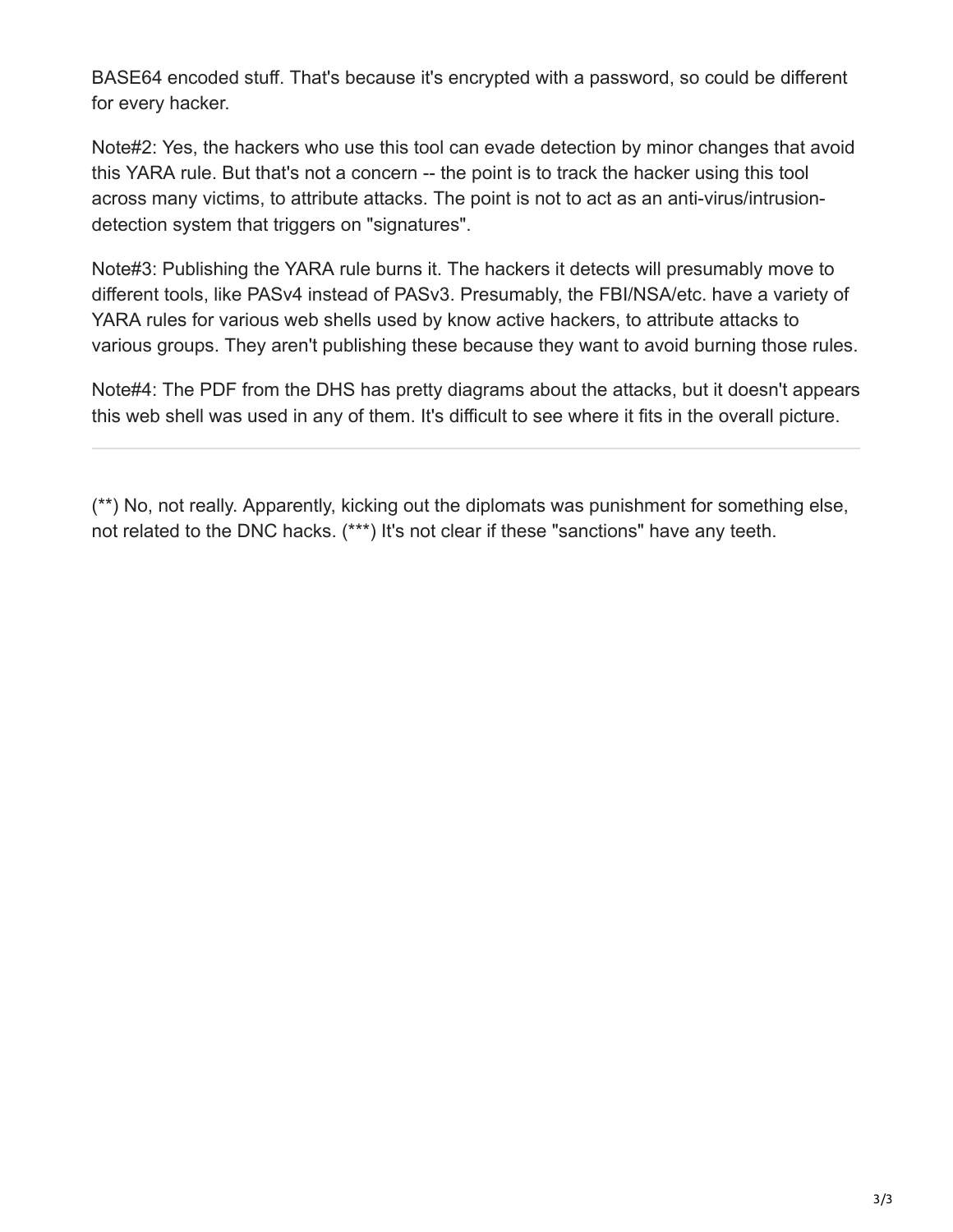BASE64 encoded stuff. That's because it's encrypted with a password, so could be different for every hacker.

Note#2: Yes, the hackers who use this tool can evade detection by minor changes that avoid this YARA rule. But that's not a concern -- the point is to track the hacker using this tool across many victims, to attribute attacks. The point is not to act as an anti-virus/intrusion-detection system that triggers on "signatures".

Note#3: Publishing the YARA rule burns it. The hackers it detects will presumably move to different tools, like PASv4 instead of PASv3. Presumably, the FBI/NSA/etc. have a variety of YARA rules for various web shells used by know active hackers, to attribute attacks to various groups. They aren't publishing these because they want to avoid burning those rules.

Note#4: The PDF from the DHS has pretty diagrams about the attacks, but it doesn't appears this web shell was used in any of them. It's difficult to see where it fits in the overall picture.

---

(**) No, not really. Apparently, kicking out the diplomats was punishment for something else, not related to the DNC hacks. (***) It's not clear if these "sanctions" have any teeth.